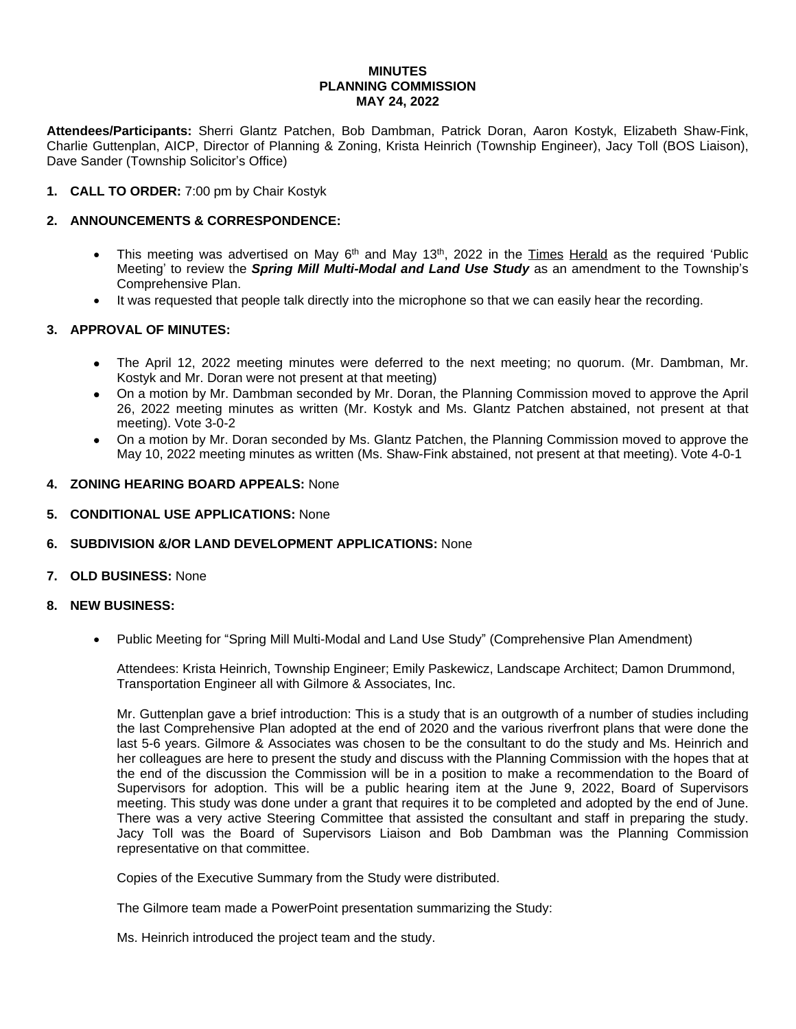**MINUTES**
**PLANNING COMMISSION**
**MAY 24, 2022**

**Attendees/Participants:** Sherri Glantz Patchen, Bob Dambman, Patrick Doran, Aaron Kostyk, Elizabeth Shaw-Fink, Charlie Guttenplan, AICP, Director of Planning & Zoning, Krista Heinrich (Township Engineer), Jacy Toll (BOS Liaison), Dave Sander (Township Solicitor's Office)

1. **CALL TO ORDER:** 7:00 pm by Chair Kostyk

2. **ANNOUNCEMENTS & CORRESPONDENCE:**

   - This meeting was advertised on May 6th and May 13th, 2022 in the Times Herald as the required 'Public Meeting' to review the ***Spring Mill Multi-Modal and Land Use Study*** as an amendment to the Township's Comprehensive Plan.
   - It was requested that people talk directly into the microphone so that we can easily hear the recording.

3. **APPROVAL OF MINUTES:**

   - The April 12, 2022 meeting minutes were deferred to the next meeting; no quorum. (Mr. Dambman, Mr. Kostyk and Mr. Doran were not present at that meeting)
   - On a motion by Mr. Dambman seconded by Mr. Doran, the Planning Commission moved to approve the April 26, 2022 meeting minutes as written (Mr. Kostyk and Ms. Glantz Patchen abstained, not present at that meeting). Vote 3-0-2
   - On a motion by Mr. Doran seconded by Ms. Glantz Patchen, the Planning Commission moved to approve the May 10, 2022 meeting minutes as written (Ms. Shaw-Fink abstained, not present at that meeting). Vote 4-0-1

4. **ZONING HEARING BOARD APPEALS:** None

5. **CONDITIONAL USE APPLICATIONS:** None

6. **SUBDIVISION &/OR LAND DEVELOPMENT APPLICATIONS:** None

7. **OLD BUSINESS:** None

8. **NEW BUSINESS:**

   - Public Meeting for "Spring Mill Multi-Modal and Land Use Study" (Comprehensive Plan Amendment)

     Attendees: Krista Heinrich, Township Engineer; Emily Paskewicz, Landscape Architect; Damon Drummond, Transportation Engineer all with Gilmore & Associates, Inc.

     Mr. Guttenplan gave a brief introduction: This is a study that is an outgrowth of a number of studies including the last Comprehensive Plan adopted at the end of 2020 and the various riverfront plans that were done the last 5-6 years. Gilmore & Associates was chosen to be the consultant to do the study and Ms. Heinrich and her colleagues are here to present the study and discuss with the Planning Commission with the hopes that at the end of the discussion the Commission will be in a position to make a recommendation to the Board of Supervisors for adoption. This will be a public hearing item at the June 9, 2022, Board of Supervisors meeting. This study was done under a grant that requires it to be completed and adopted by the end of June. There was a very active Steering Committee that assisted the consultant and staff in preparing the study. Jacy Toll was the Board of Supervisors Liaison and Bob Dambman was the Planning Commission representative on that committee.

     Copies of the Executive Summary from the Study were distributed.

     The Gilmore team made a PowerPoint presentation summarizing the Study:

     Ms. Heinrich introduced the project team and the study.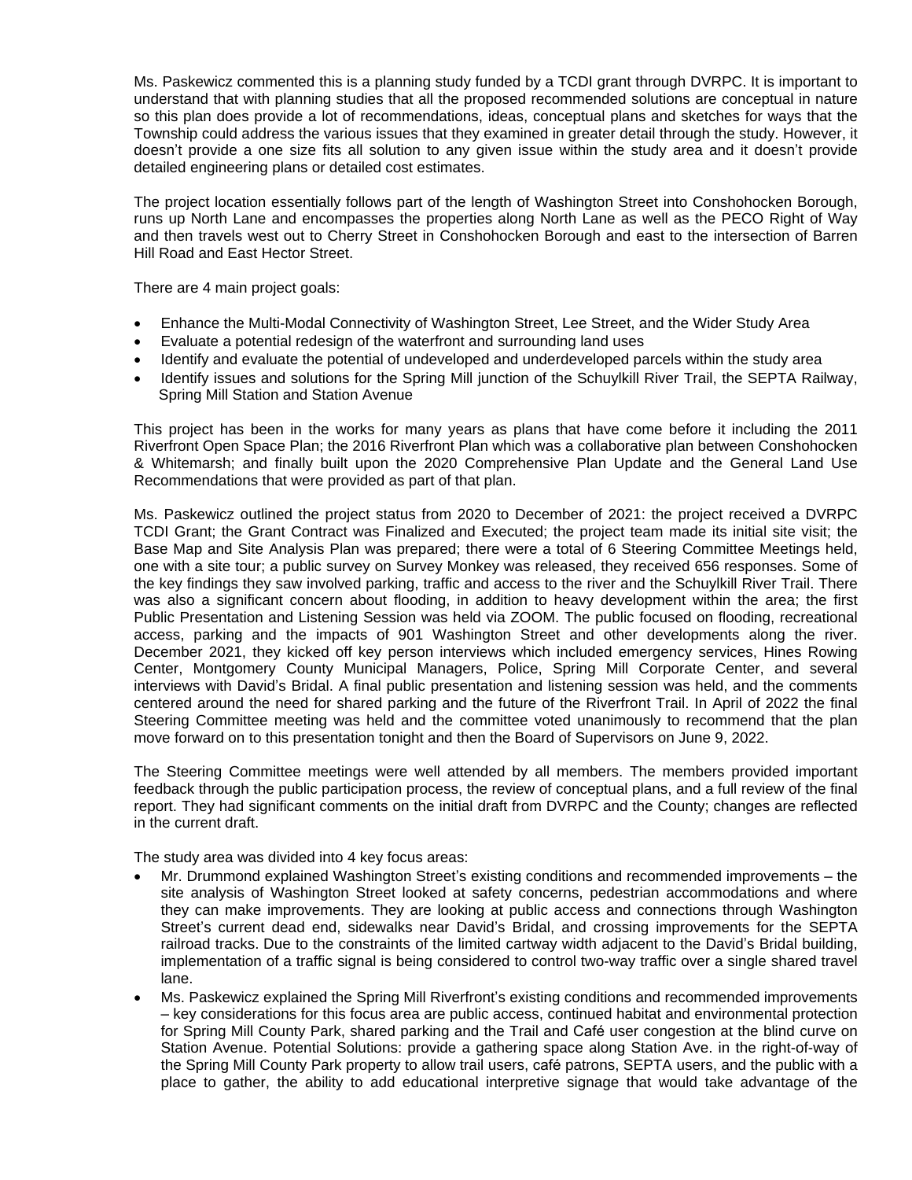Ms. Paskewicz commented this is a planning study funded by a TCDI grant through DVRPC. It is important to understand that with planning studies that all the proposed recommended solutions are conceptual in nature so this plan does provide a lot of recommendations, ideas, conceptual plans and sketches for ways that the Township could address the various issues that they examined in greater detail through the study. However, it doesn't provide a one size fits all solution to any given issue within the study area and it doesn't provide detailed engineering plans or detailed cost estimates.

The project location essentially follows part of the length of Washington Street into Conshohocken Borough, runs up North Lane and encompasses the properties along North Lane as well as the PECO Right of Way and then travels west out to Cherry Street in Conshohocken Borough and east to the intersection of Barren Hill Road and East Hector Street.

There are 4 main project goals:

- Enhance the Multi-Modal Connectivity of Washington Street, Lee Street, and the Wider Study Area
- Evaluate a potential redesign of the waterfront and surrounding land uses
- Identify and evaluate the potential of undeveloped and underdeveloped parcels within the study area
- Identify issues and solutions for the Spring Mill junction of the Schuylkill River Trail, the SEPTA Railway, Spring Mill Station and Station Avenue

This project has been in the works for many years as plans that have come before it including the 2011 Riverfront Open Space Plan; the 2016 Riverfront Plan which was a collaborative plan between Conshohocken & Whitemarsh; and finally built upon the 2020 Comprehensive Plan Update and the General Land Use Recommendations that were provided as part of that plan.

Ms. Paskewicz outlined the project status from 2020 to December of 2021: the project received a DVRPC TCDI Grant; the Grant Contract was Finalized and Executed; the project team made its initial site visit; the Base Map and Site Analysis Plan was prepared; there were a total of 6 Steering Committee Meetings held, one with a site tour; a public survey on Survey Monkey was released, they received 656 responses. Some of the key findings they saw involved parking, traffic and access to the river and the Schuylkill River Trail. There was also a significant concern about flooding, in addition to heavy development within the area; the first Public Presentation and Listening Session was held via ZOOM. The public focused on flooding, recreational access, parking and the impacts of 901 Washington Street and other developments along the river. December 2021, they kicked off key person interviews which included emergency services, Hines Rowing Center, Montgomery County Municipal Managers, Police, Spring Mill Corporate Center, and several interviews with David's Bridal. A final public presentation and listening session was held, and the comments centered around the need for shared parking and the future of the Riverfront Trail. In April of 2022 the final Steering Committee meeting was held and the committee voted unanimously to recommend that the plan move forward on to this presentation tonight and then the Board of Supervisors on June 9, 2022.

The Steering Committee meetings were well attended by all members. The members provided important feedback through the public participation process, the review of conceptual plans, and a full review of the final report. They had significant comments on the initial draft from DVRPC and the County; changes are reflected in the current draft.

The study area was divided into 4 key focus areas:

- Mr. Drummond explained Washington Street's existing conditions and recommended improvements – the site analysis of Washington Street looked at safety concerns, pedestrian accommodations and where they can make improvements. They are looking at public access and connections through Washington Street's current dead end, sidewalks near David's Bridal, and crossing improvements for the SEPTA railroad tracks. Due to the constraints of the limited cartway width adjacent to the David's Bridal building, implementation of a traffic signal is being considered to control two-way traffic over a single shared travel lane.
- Ms. Paskewicz explained the Spring Mill Riverfront's existing conditions and recommended improvements – key considerations for this focus area are public access, continued habitat and environmental protection for Spring Mill County Park, shared parking and the Trail and Café user congestion at the blind curve on Station Avenue. Potential Solutions: provide a gathering space along Station Ave. in the right-of-way of the Spring Mill County Park property to allow trail users, café patrons, SEPTA users, and the public with a place to gather, the ability to add educational interpretive signage that would take advantage of the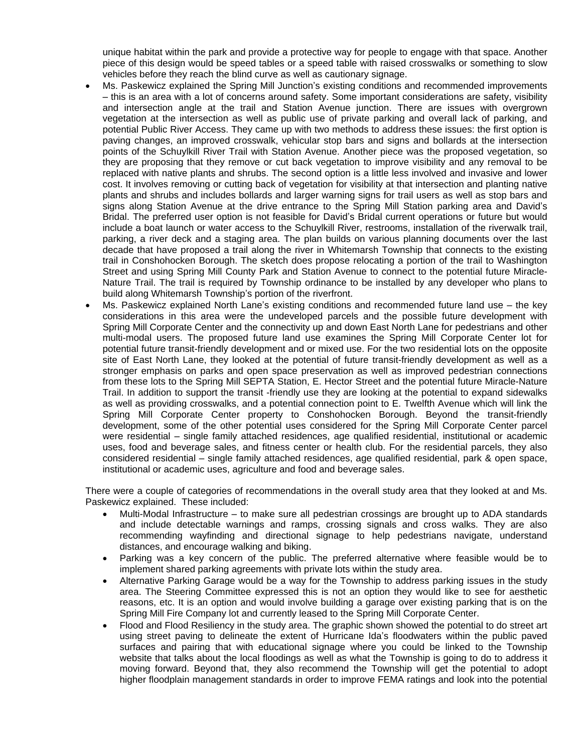unique habitat within the park and provide a protective way for people to engage with that space. Another piece of this design would be speed tables or a speed table with raised crosswalks or something to slow vehicles before they reach the blind curve as well as cautionary signage.

- Ms. Paskewicz explained the Spring Mill Junction's existing conditions and recommended improvements – this is an area with a lot of concerns around safety. Some important considerations are safety, visibility and intersection angle at the trail and Station Avenue junction. There are issues with overgrown vegetation at the intersection as well as public use of private parking and overall lack of parking, and potential Public River Access. They came up with two methods to address these issues: the first option is paving changes, an improved crosswalk, vehicular stop bars and signs and bollards at the intersection points of the Schuylkill River Trail with Station Avenue. Another piece was the proposed vegetation, so they are proposing that they remove or cut back vegetation to improve visibility and any removal to be replaced with native plants and shrubs. The second option is a little less involved and invasive and lower cost. It involves removing or cutting back of vegetation for visibility at that intersection and planting native plants and shrubs and includes bollards and larger warning signs for trail users as well as stop bars and signs along Station Avenue at the drive entrance to the Spring Mill Station parking area and David's Bridal. The preferred user option is not feasible for David's Bridal current operations or future but would include a boat launch or water access to the Schuylkill River, restrooms, installation of the riverwalk trail, parking, a river deck and a staging area. The plan builds on various planning documents over the last decade that have proposed a trail along the river in Whitemarsh Township that connects to the existing trail in Conshohocken Borough. The sketch does propose relocating a portion of the trail to Washington Street and using Spring Mill County Park and Station Avenue to connect to the potential future Miracle-Nature Trail. The trail is required by Township ordinance to be installed by any developer who plans to build along Whitemarsh Township's portion of the riverfront.
- Ms. Paskewicz explained North Lane's existing conditions and recommended future land use – the key considerations in this area were the undeveloped parcels and the possible future development with Spring Mill Corporate Center and the connectivity up and down East North Lane for pedestrians and other multi-modal users. The proposed future land use examines the Spring Mill Corporate Center lot for potential future transit-friendly development and or mixed use. For the two residential lots on the opposite site of East North Lane, they looked at the potential of future transit-friendly development as well as a stronger emphasis on parks and open space preservation as well as improved pedestrian connections from these lots to the Spring Mill SEPTA Station, E. Hector Street and the potential future Miracle-Nature Trail. In addition to support the transit -friendly use they are looking at the potential to expand sidewalks as well as providing crosswalks, and a potential connection point to E. Twelfth Avenue which will link the Spring Mill Corporate Center property to Conshohocken Borough. Beyond the transit-friendly development, some of the other potential uses considered for the Spring Mill Corporate Center parcel were residential – single family attached residences, age qualified residential, institutional or academic uses, food and beverage sales, and fitness center or health club. For the residential parcels, they also considered residential – single family attached residences, age qualified residential, park & open space, institutional or academic uses, agriculture and food and beverage sales.

There were a couple of categories of recommendations in the overall study area that they looked at and Ms. Paskewicz explained. These included:

- Multi-Modal Infrastructure – to make sure all pedestrian crossings are brought up to ADA standards and include detectable warnings and ramps, crossing signals and cross walks. They are also recommending wayfinding and directional signage to help pedestrians navigate, understand distances, and encourage walking and biking.
- Parking was a key concern of the public. The preferred alternative where feasible would be to implement shared parking agreements with private lots within the study area.
- Alternative Parking Garage would be a way for the Township to address parking issues in the study area. The Steering Committee expressed this is not an option they would like to see for aesthetic reasons, etc. It is an option and would involve building a garage over existing parking that is on the Spring Mill Fire Company lot and currently leased to the Spring Mill Corporate Center.
- Flood and Flood Resiliency in the study area. The graphic shown showed the potential to do street art using street paving to delineate the extent of Hurricane Ida's floodwaters within the public paved surfaces and pairing that with educational signage where you could be linked to the Township website that talks about the local floodings as well as what the Township is going to do to address it moving forward. Beyond that, they also recommend the Township will get the potential to adopt higher floodplain management standards in order to improve FEMA ratings and look into the potential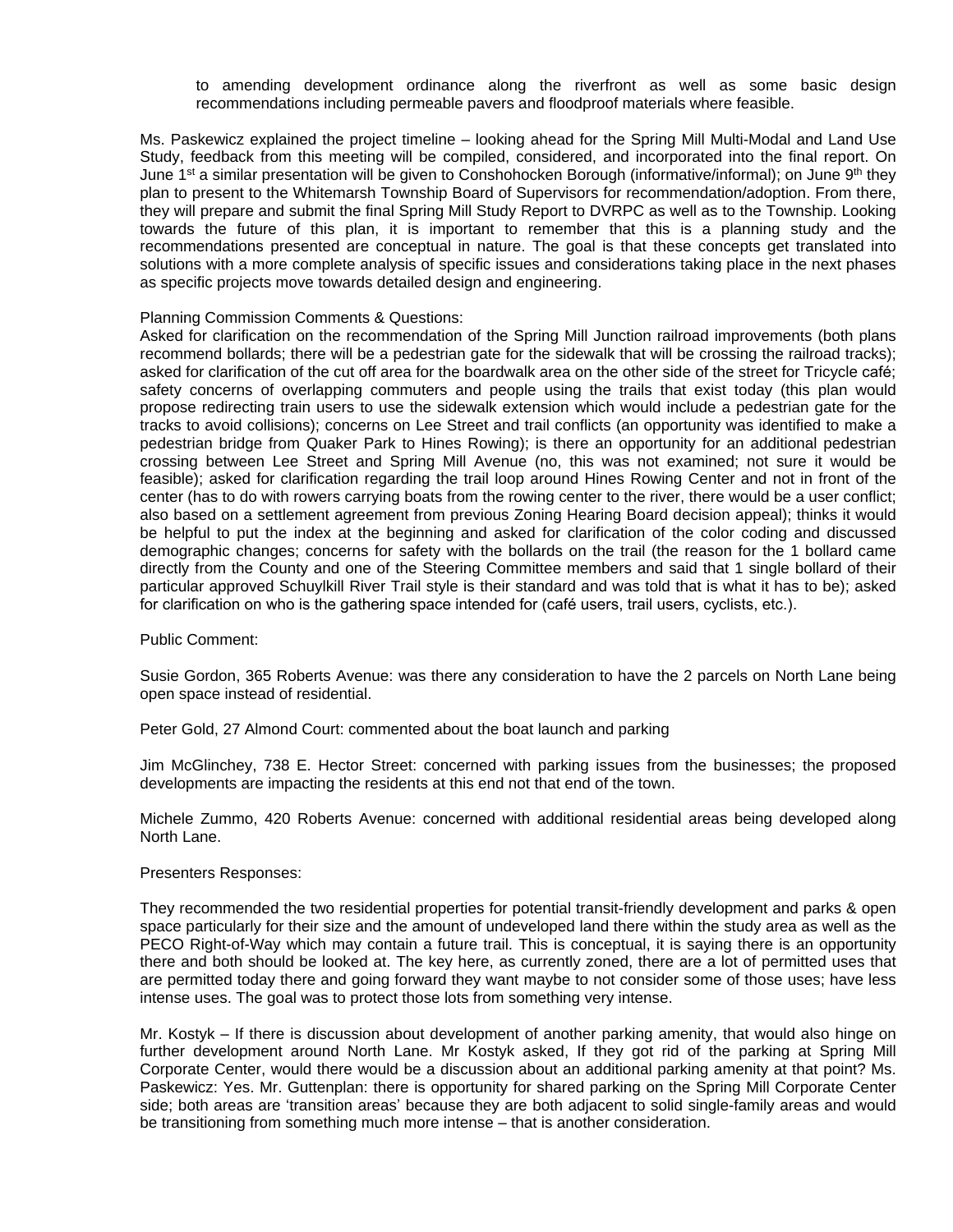to amending development ordinance along the riverfront as well as some basic design recommendations including permeable pavers and floodproof materials where feasible.

Ms. Paskewicz explained the project timeline – looking ahead for the Spring Mill Multi-Modal and Land Use Study, feedback from this meeting will be compiled, considered, and incorporated into the final report. On June 1st a similar presentation will be given to Conshohocken Borough (informative/informal); on June 9th they plan to present to the Whitemarsh Township Board of Supervisors for recommendation/adoption. From there, they will prepare and submit the final Spring Mill Study Report to DVRPC as well as to the Township. Looking towards the future of this plan, it is important to remember that this is a planning study and the recommendations presented are conceptual in nature. The goal is that these concepts get translated into solutions with a more complete analysis of specific issues and considerations taking place in the next phases as specific projects move towards detailed design and engineering.

Planning Commission Comments & Questions:
Asked for clarification on the recommendation of the Spring Mill Junction railroad improvements (both plans recommend bollards; there will be a pedestrian gate for the sidewalk that will be crossing the railroad tracks); asked for clarification of the cut off area for the boardwalk area on the other side of the street for Tricycle café; safety concerns of overlapping commuters and people using the trails that exist today (this plan would propose redirecting train users to use the sidewalk extension which would include a pedestrian gate for the tracks to avoid collisions); concerns on Lee Street and trail conflicts (an opportunity was identified to make a pedestrian bridge from Quaker Park to Hines Rowing); is there an opportunity for an additional pedestrian crossing between Lee Street and Spring Mill Avenue (no, this was not examined; not sure it would be feasible); asked for clarification regarding the trail loop around Hines Rowing Center and not in front of the center (has to do with rowers carrying boats from the rowing center to the river, there would be a user conflict; also based on a settlement agreement from previous Zoning Hearing Board decision appeal); thinks it would be helpful to put the index at the beginning and asked for clarification of the color coding and discussed demographic changes; concerns for safety with the bollards on the trail (the reason for the 1 bollard came directly from the County and one of the Steering Committee members and said that 1 single bollard of their particular approved Schuylkill River Trail style is their standard and was told that is what it has to be); asked for clarification on who is the gathering space intended for (café users, trail users, cyclists, etc.).

Public Comment:

Susie Gordon, 365 Roberts Avenue: was there any consideration to have the 2 parcels on North Lane being open space instead of residential.

Peter Gold, 27 Almond Court: commented about the boat launch and parking

Jim McGlinchey, 738 E. Hector Street: concerned with parking issues from the businesses; the proposed developments are impacting the residents at this end not that end of the town.

Michele Zummo, 420 Roberts Avenue: concerned with additional residential areas being developed along North Lane.

Presenters Responses:

They recommended the two residential properties for potential transit-friendly development and parks & open space particularly for their size and the amount of undeveloped land there within the study area as well as the PECO Right-of-Way which may contain a future trail. This is conceptual, it is saying there is an opportunity there and both should be looked at. The key here, as currently zoned, there are a lot of permitted uses that are permitted today there and going forward they want maybe to not consider some of those uses; have less intense uses. The goal was to protect those lots from something very intense.

Mr. Kostyk – If there is discussion about development of another parking amenity, that would also hinge on further development around North Lane. Mr Kostyk asked, If they got rid of the parking at Spring Mill Corporate Center, would there would be a discussion about an additional parking amenity at that point? Ms. Paskewicz: Yes. Mr. Guttenplan: there is opportunity for shared parking on the Spring Mill Corporate Center side; both areas are 'transition areas' because they are both adjacent to solid single-family areas and would be transitioning from something much more intense – that is another consideration.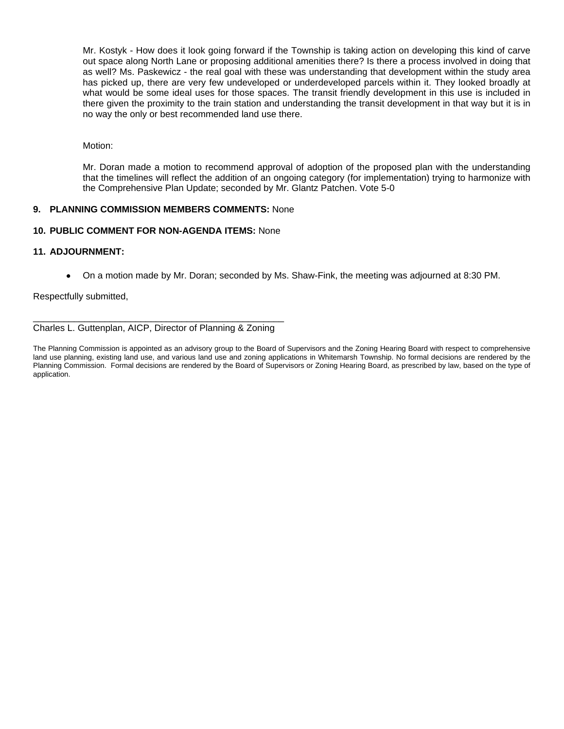Mr. Kostyk - How does it look going forward if the Township is taking action on developing this kind of carve out space along North Lane or proposing additional amenities there? Is there a process involved in doing that as well? Ms. Paskewicz - the real goal with these was understanding that development within the study area has picked up, there are very few undeveloped or underdeveloped parcels within it. They looked broadly at what would be some ideal uses for those spaces. The transit friendly development in this use is included in there given the proximity to the train station and understanding the transit development in that way but it is in no way the only or best recommended land use there.

Motion:

Mr. Doran made a motion to recommend approval of adoption of the proposed plan with the understanding that the timelines will reflect the addition of an ongoing category (for implementation) trying to harmonize with the Comprehensive Plan Update; seconded by Mr. Glantz Patchen. Vote 5-0

**9. PLANNING COMMISSION MEMBERS COMMENTS:** None

**10. PUBLIC COMMENT FOR NON-AGENDA ITEMS:** None

**11. ADJOURNMENT:**

- On a motion made by Mr. Doran; seconded by Ms. Shaw-Fink, the meeting was adjourned at 8:30 PM.

Respectfully submitted,

\_\_\_\_\_\_\_\_\_\_\_\_\_\_\_\_\_\_\_\_\_\_\_\_\_\_\_\_\_\_\_\_\_\_\_\_\_\_\_\_\_\_\_\_\_\_\_\_

Charles L. Guttenplan, AICP, Director of Planning & Zoning

The Planning Commission is appointed as an advisory group to the Board of Supervisors and the Zoning Hearing Board with respect to comprehensive land use planning, existing land use, and various land use and zoning applications in Whitemarsh Township. No formal decisions are rendered by the Planning Commission. Formal decisions are rendered by the Board of Supervisors or Zoning Hearing Board, as prescribed by law, based on the type of application.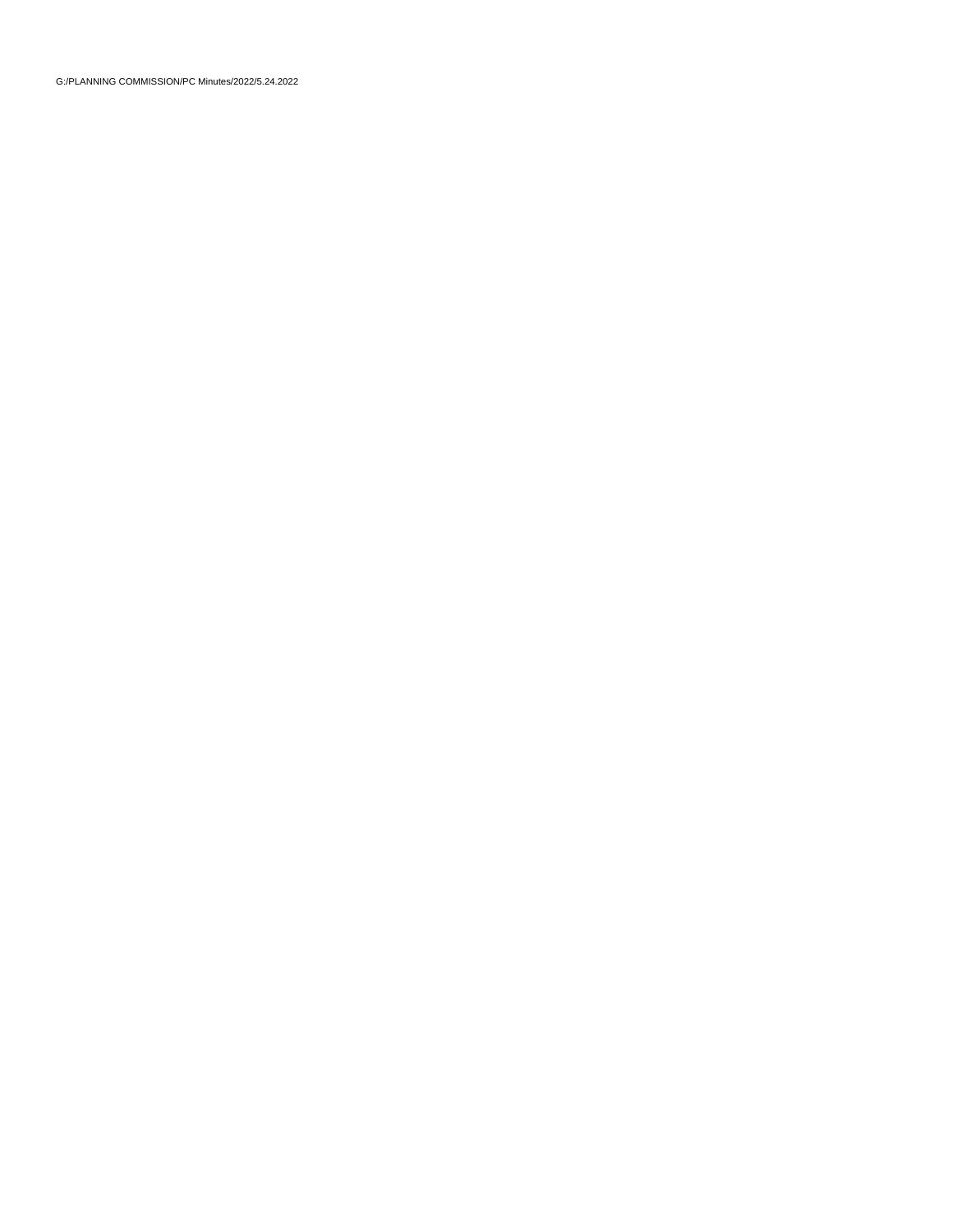G:/PLANNING COMMISSION/PC Minutes/2022/5.24.2022